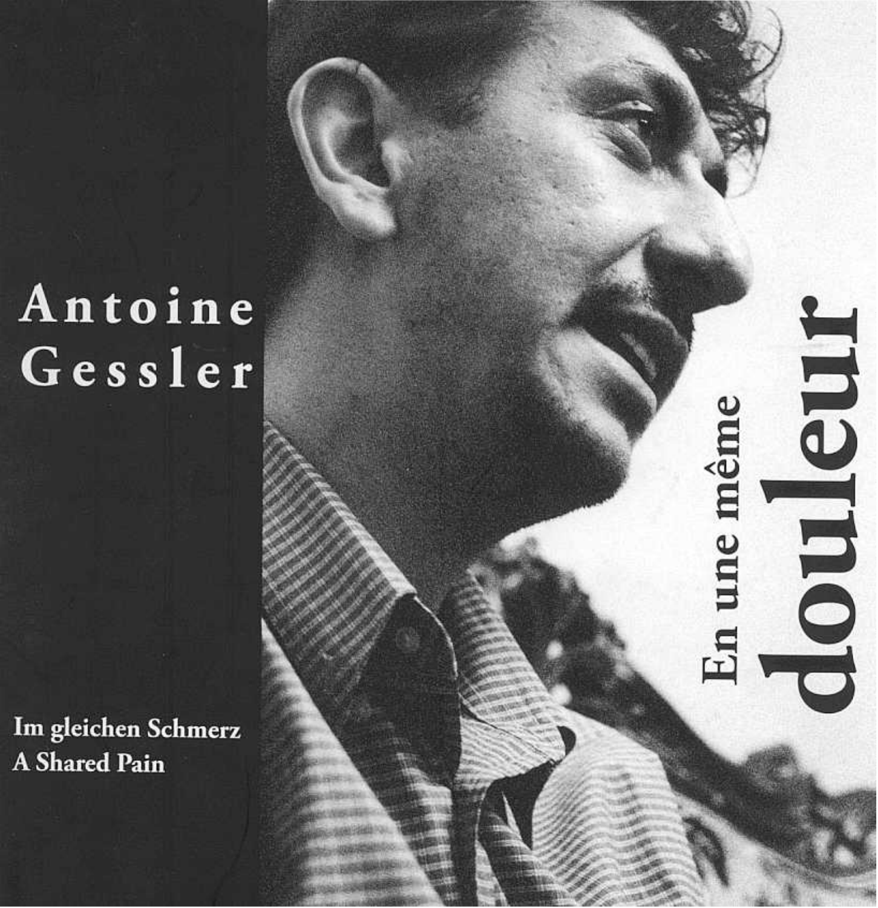# Antoine Gessler

# En une même douleur

Im gleichen Schmerz

A Shared Pain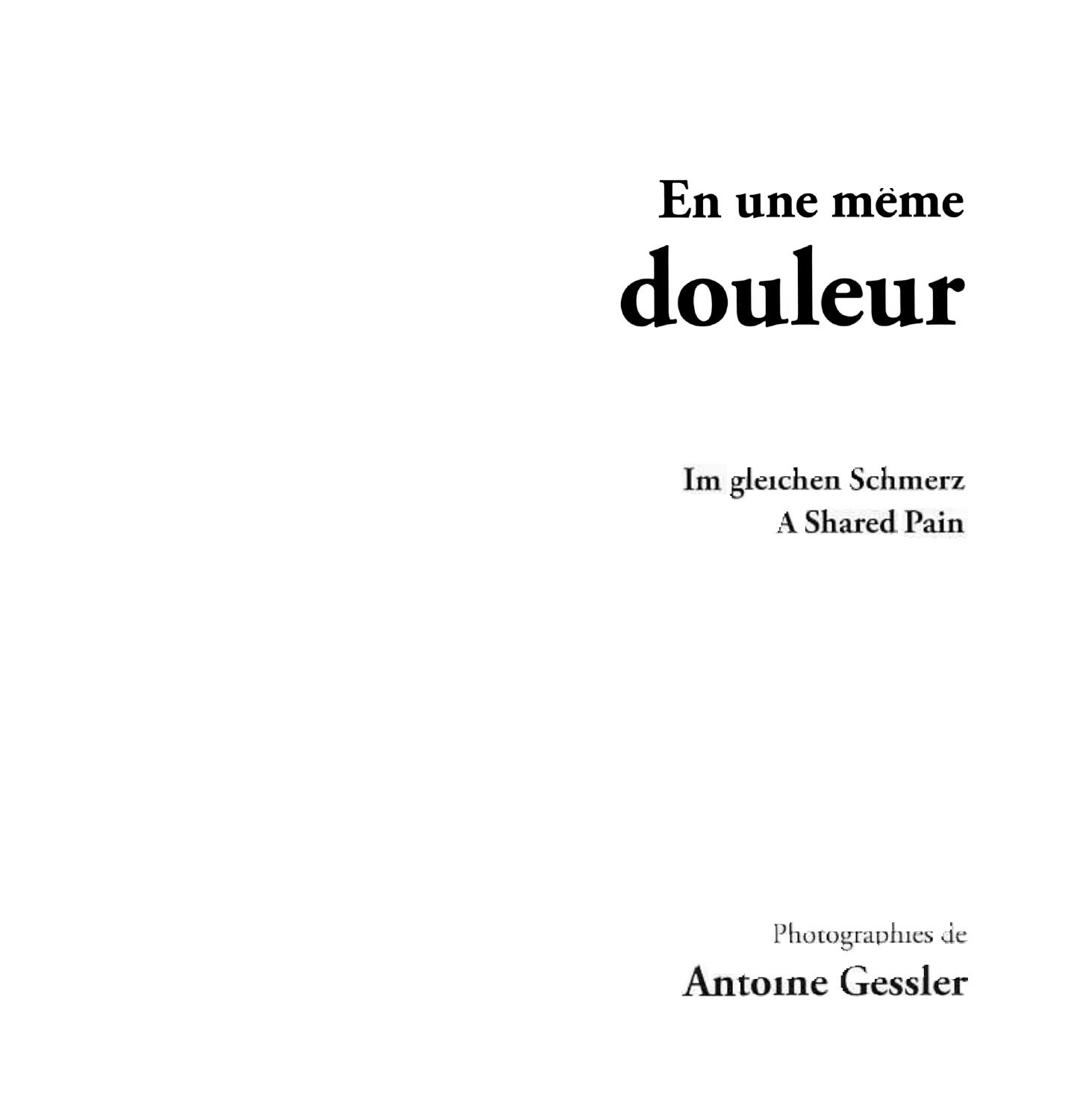# En une même douleur

Im gleichen Schmerz
A Shared Pain

Photographies de

**Antoine Gessler**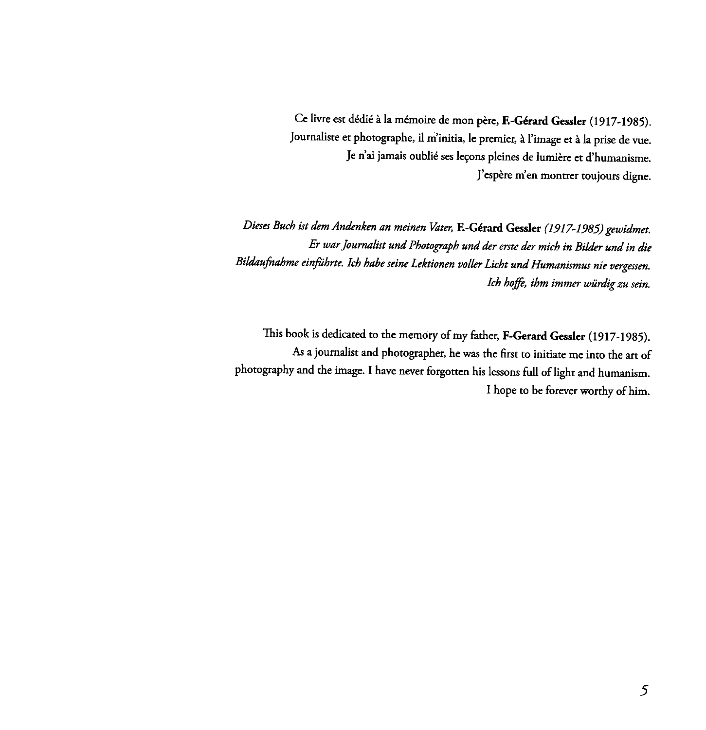Ce livre est dédié à la mémoire de mon père, **F.-Gérard Gessler** (1917-1985).
Journaliste et photographe, il m'initia, le premier, à l'image et à la prise de vue.
Je n'ai jamais oublié ses leçons pleines de lumière et d'humanisme.
J'espère m'en montrer toujours digne.

*Dieses Buch ist dem Andenken an meinen Vater,* **F.-Gérard Gessler** *(1917-1985) gewidmet.
Er war Journalist und Photograph und der erste der mich in Bilder und in die Bildaufnahme einführte. Ich habe seine Lektionen voller Licht und Humanismus nie vergessen.
Ich hoffe, ihm immer würdig zu sein.*

This book is dedicated to the memory of my father, **F-Gerard Gessler** (1917-1985).
As a journalist and photographer, he was the first to initiate me into the art of photography and the image. I have never forgotten his lessons full of light and humanism.
I hope to be forever worthy of him.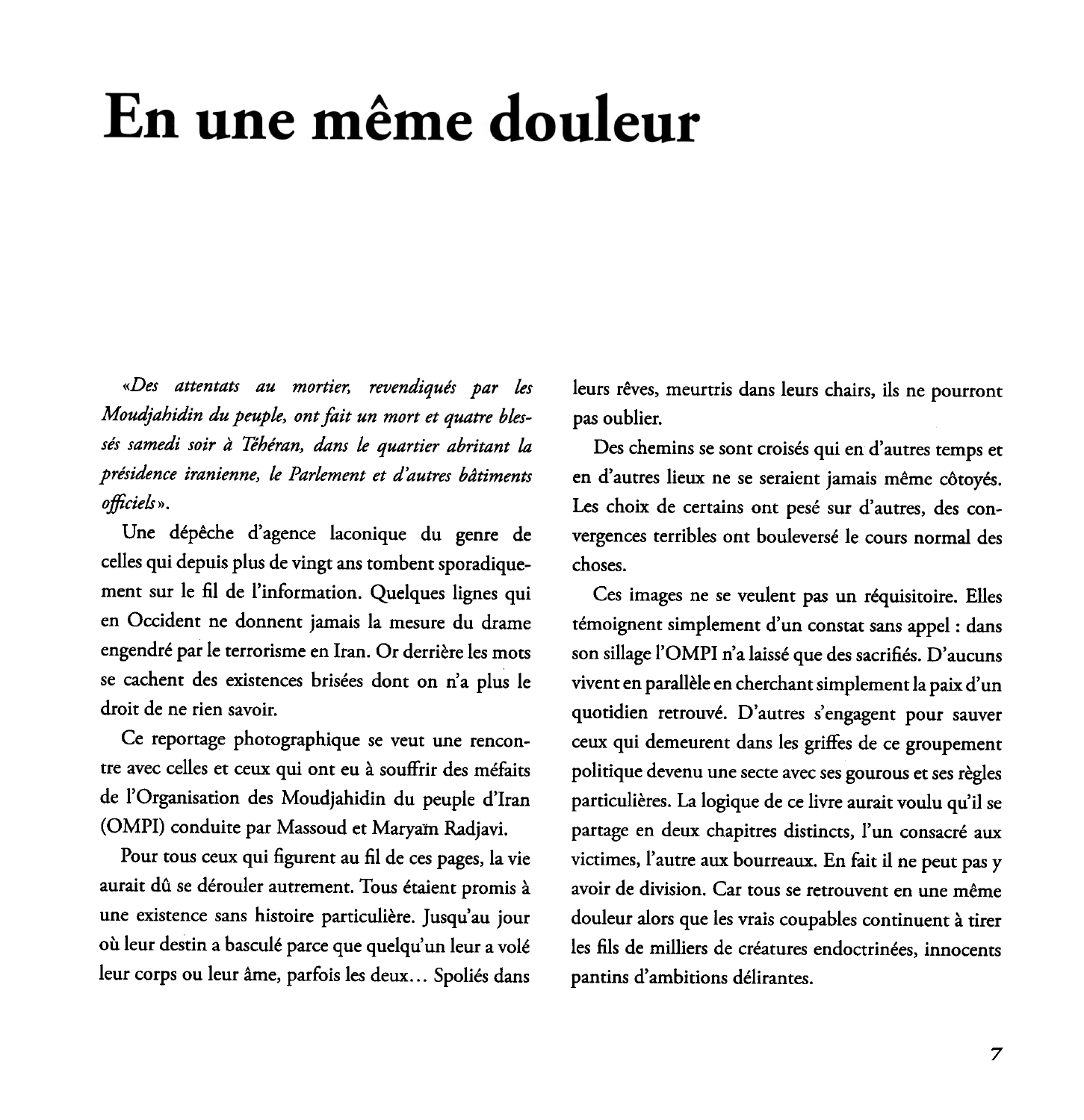# En une même douleur

*«Des attentats au mortier, revendiqués par les Moudjahidin du peuple, ont fait un mort et quatre blessés samedi soir à Téhéran, dans le quartier abritant la présidence iranienne, le Parlement et d'autres bâtiments officiels».*

Une dépêche d'agence laconique du genre de celles qui depuis plus de vingt ans tombent sporadiquement sur le fil de l'information. Quelques lignes qui en Occident ne donnent jamais la mesure du drame engendré par le terrorisme en Iran. Or derrière les mots se cachent des existences brisées dont on n'a plus le droit de ne rien savoir.

Ce reportage photographique se veut une rencontre avec celles et ceux qui ont eu à souffrir des méfaits de l'Organisation des Moudjahidin du peuple d'Iran (OMPI) conduite par Massoud et Maryam Radjavi.

Pour tous ceux qui figurent au fil de ces pages, la vie aurait dû se dérouler autrement. Tous étaient promis à une existence sans histoire particulière. Jusqu'au jour où leur destin a basculé parce que quelqu'un leur a volé leur corps ou leur âme, parfois les deux... Spoliés dans leurs rêves, meurtris dans leurs chairs, ils ne pourront pas oublier.

Des chemins se sont croisés qui en d'autres temps et en d'autres lieux ne se seraient jamais même côtoyés. Les choix de certains ont pesé sur d'autres, des convergences terribles ont bouleversé le cours normal des choses.

Ces images ne se veulent pas un réquisitoire. Elles témoignent simplement d'un constat sans appel : dans son sillage l'OMPI n'a laissé que des sacrifiés. D'aucuns vivent en parallèle en cherchant simplement la paix d'un quotidien retrouvé. D'autres s'engagent pour sauver ceux qui demeurent dans les griffes de ce groupement politique devenu une secte avec ses gourous et ses règles particulières. La logique de ce livre aurait voulu qu'il se partage en deux chapitres distincts, l'un consacré aux victimes, l'autre aux bourreaux. En fait il ne peut pas y avoir de division. Car tous se retrouvent en une même douleur alors que les vrais coupables continuent à tirer les fils de milliers de créatures endoctrinées, innocents pantins d'ambitions délirantes.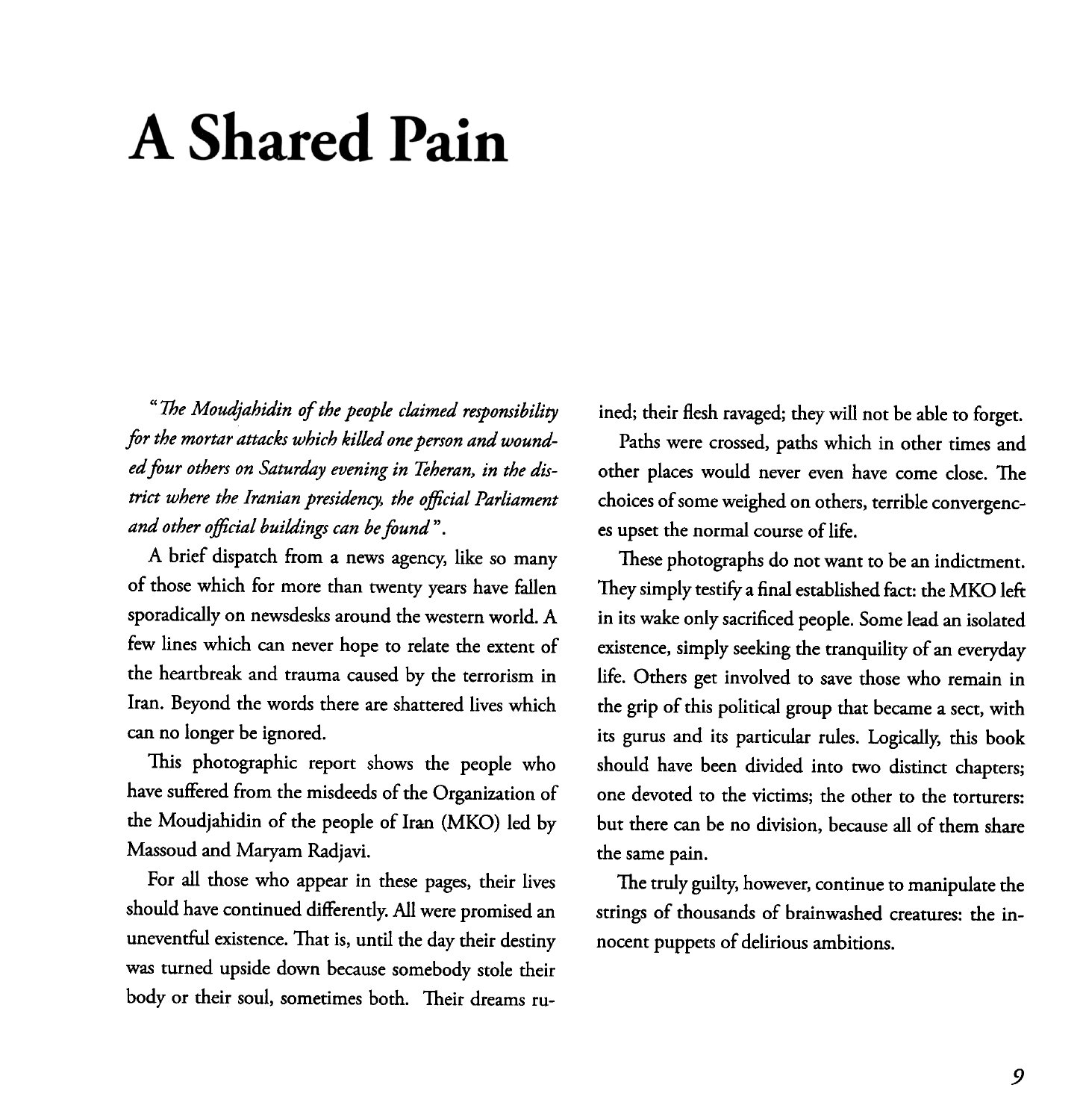# A Shared Pain

*"The Moudjahidin of the people claimed responsibility for the mortar attacks which killed one person and wounded four others on Saturday evening in Teheran, in the district where the Iranian presidency, the official Parliament and other official buildings can be found".*

A brief dispatch from a news agency, like so many of those which for more than twenty years have fallen sporadically on newsdesks around the western world. A few lines which can never hope to relate the extent of the heartbreak and trauma caused by the terrorism in Iran. Beyond the words there are shattered lives which can no longer be ignored.

This photographic report shows the people who have suffered from the misdeeds of the Organization of the Moudjahidin of the people of Iran (MKO) led by Massoud and Maryam Radjavi.

For all those who appear in these pages, their lives should have continued differently. All were promised an uneventful existence. That is, until the day their destiny was turned upside down because somebody stole their body or their soul, sometimes both. Their dreams ruined; their flesh ravaged; they will not be able to forget.

Paths were crossed, paths which in other times and other places would never even have come close. The choices of some weighed on others, terrible convergences upset the normal course of life.

These photographs do not want to be an indictment. They simply testify a final established fact: the MKO left in its wake only sacrificed people. Some lead an isolated existence, simply seeking the tranquility of an everyday life. Others get involved to save those who remain in the grip of this political group that became a sect, with its gurus and its particular rules. Logically, this book should have been divided into two distinct chapters; one devoted to the victims; the other to the torturers: but there can be no division, because all of them share the same pain.

The truly guilty, however, continue to manipulate the strings of thousands of brainwashed creatures: the innocent puppets of delirious ambitions.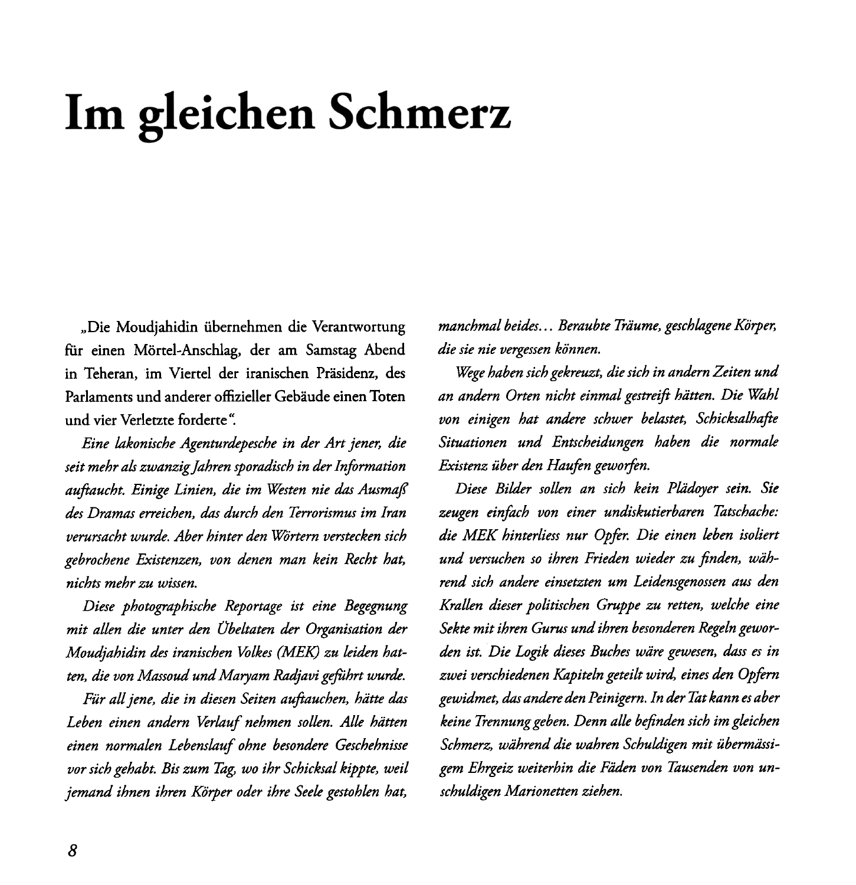# Im gleichen Schmerz

„Die Moudjahidin übernehmen die Verantwortung für einen Mörtel-Anschlag, der am Samstag Abend in Teheran, im Viertel der iranischen Präsidenz, des Parlaments und anderer offizieller Gebäude einen Toten und vier Verletzte forderte".

*Eine lakonische Agenturdepesche in der Art jener, die seit mehr als zwanzig Jahren sporadisch in der Information auftaucht. Einige Linien, die im Westen nie das Ausmaß des Dramas erreichen, das durch den Terrorismus im Iran verursacht wurde. Aber hinter den Wörtern verstecken sich gebrochene Existenzen, von denen man kein Recht hat, nichts mehr zu wissen.*

*Diese photographische Reportage ist eine Begegnung mit allen die unter den Übeltaten der Organisation der Moudjahidin des iranischen Volkes (MEK) zu leiden hatten, die von Massoud und Maryam Radjavi geführt wurde.*

*Für all jene, die in diesen Seiten auftauchen, hätte das Leben einen andern Verlauf nehmen sollen. Alle hätten einen normalen Lebenslauf ohne besondere Geschehnisse vor sich gehabt. Bis zum Tag, wo ihr Schicksal kippte, weil jemand ihnen ihren Körper oder ihre Seele gestohlen hat, manchmal beides... Beraubte Träume, geschlagene Körper, die sie nie vergessen können.*

*Wege haben sich gekreuzt, die sich in andern Zeiten und an andern Orten nicht einmal gestreift hätten. Die Wahl von einigen hat andere schwer belastet, Schicksalhafte Situationen und Entscheidungen haben die normale Existenz über den Haufen geworfen.*

*Diese Bilder sollen an sich kein Plädoyer sein. Sie zeugen einfach von einer undiskutierbaren Tatschache: die MEK hinterliess nur Opfer. Die einen leben isoliert und versuchen so ihren Frieden wieder zu finden, während sich andere einsetzten um Leidensgenossen aus den Krallen dieser politischen Gruppe zu retten, welche eine Sekte mit ihren Gurus und ihren besonderen Regeln geworden ist. Die Logik dieses Buches wäre gewesen, dass es in zwei verschiedenen Kapiteln geteilt wird, eines den Opfern gewidmet, das andere den Peinigern. In der Tat kann es aber keine Trennung geben. Denn alle befinden sich im gleichen Schmerz, während die wahren Schuldigen mit übermässigem Ehrgeiz weiterhin die Fäden von Tausenden von unschuldigen Marionetten ziehen.*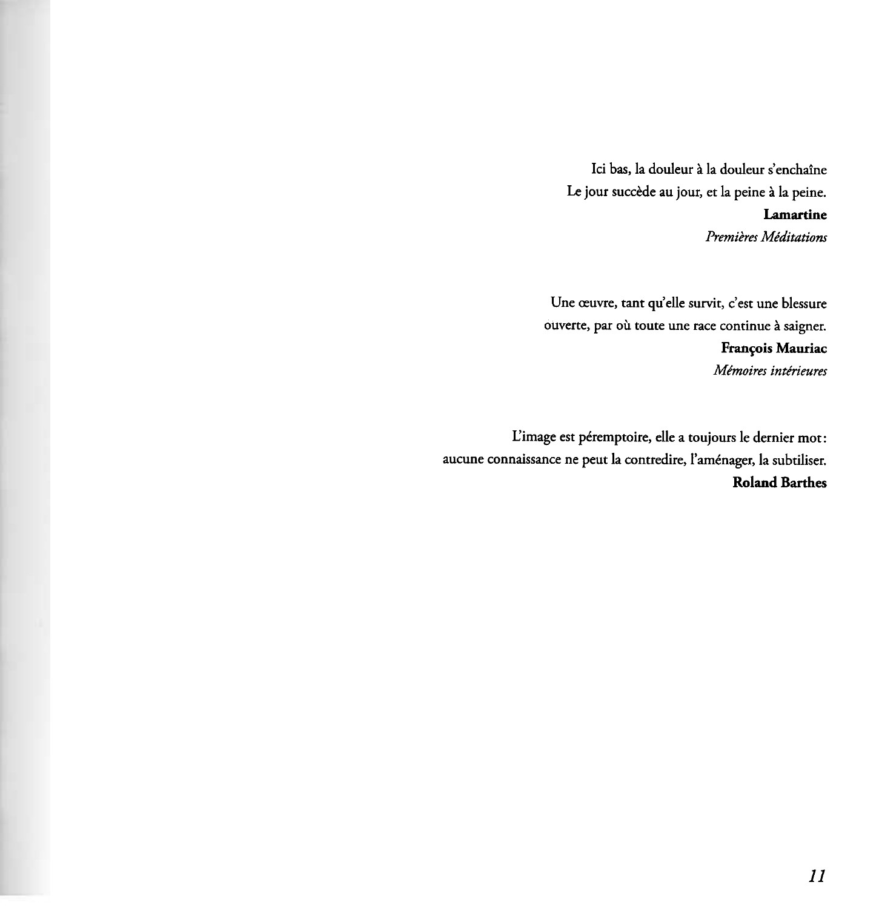Ici bas, la douleur à la douleur s'enchaîne
Le jour succède au jour, et la peine à la peine.
**Lamartine**
*Premières Méditations*

Une œuvre, tant qu'elle survit, c'est une blessure
ouverte, par où toute une race continue à saigner.
**François Mauriac**
*Mémoires intérieures*

L'image est péremptoire, elle a toujours le dernier mot :
aucune connaissance ne peut la contredire, l'aménager, la subtiliser.
**Roland Barthes**